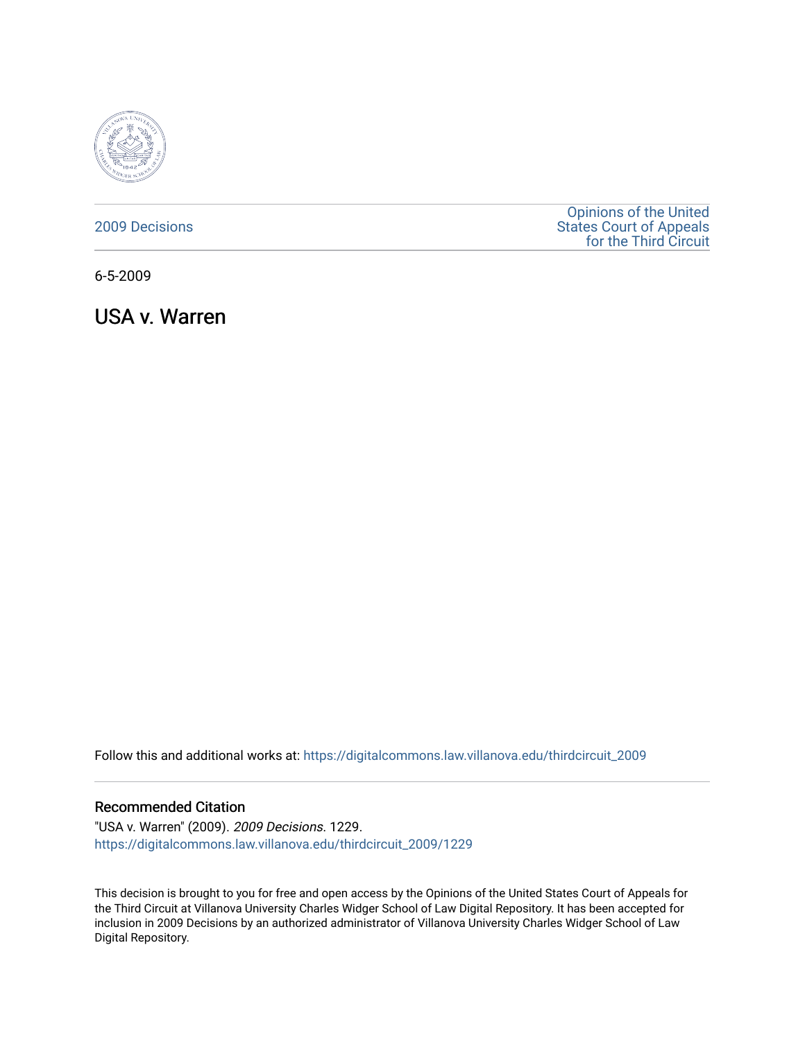2009 Decisions

Opinions of the United States Court of Appeals for the Third Circuit

6-5-2009

# USA v. Warren

Follow this and additional works at: https://digitalcommons.law.villanova.edu/thirdcircuit_2009

## Recommended Citation

"USA v. Warren" (2009). *2009 Decisions*. 1229.
https://digitalcommons.law.villanova.edu/thirdcircuit_2009/1229

This decision is brought to you for free and open access by the Opinions of the United States Court of Appeals for the Third Circuit at Villanova University Charles Widger School of Law Digital Repository. It has been accepted for inclusion in 2009 Decisions by an authorized administrator of Villanova University Charles Widger School of Law Digital Repository.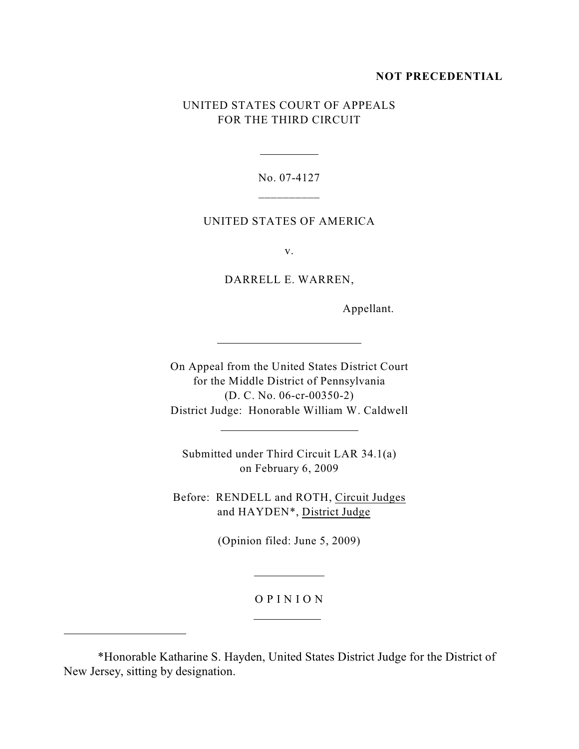**NOT PRECEDENTIAL**

UNITED STATES COURT OF APPEALS
FOR THE THIRD CIRCUIT

---

No. 07-4127

---

UNITED STATES OF AMERICA

v.

DARRELL E. WARREN,

Appellant.

---

On Appeal from the United States District Court
for the Middle District of Pennsylvania
(D. C. No. 06-cr-00350-2)
District Judge: Honorable William W. Caldwell

---

Submitted under Third Circuit LAR 34.1(a)
on February 6, 2009

Before: RENDELL and ROTH, Circuit Judges
and HAYDEN*, District Judge

(Opinion filed: June 5, 2009)

---

O P I N I O N

---

*Honorable Katharine S. Hayden, United States District Judge for the District of New Jersey, sitting by designation.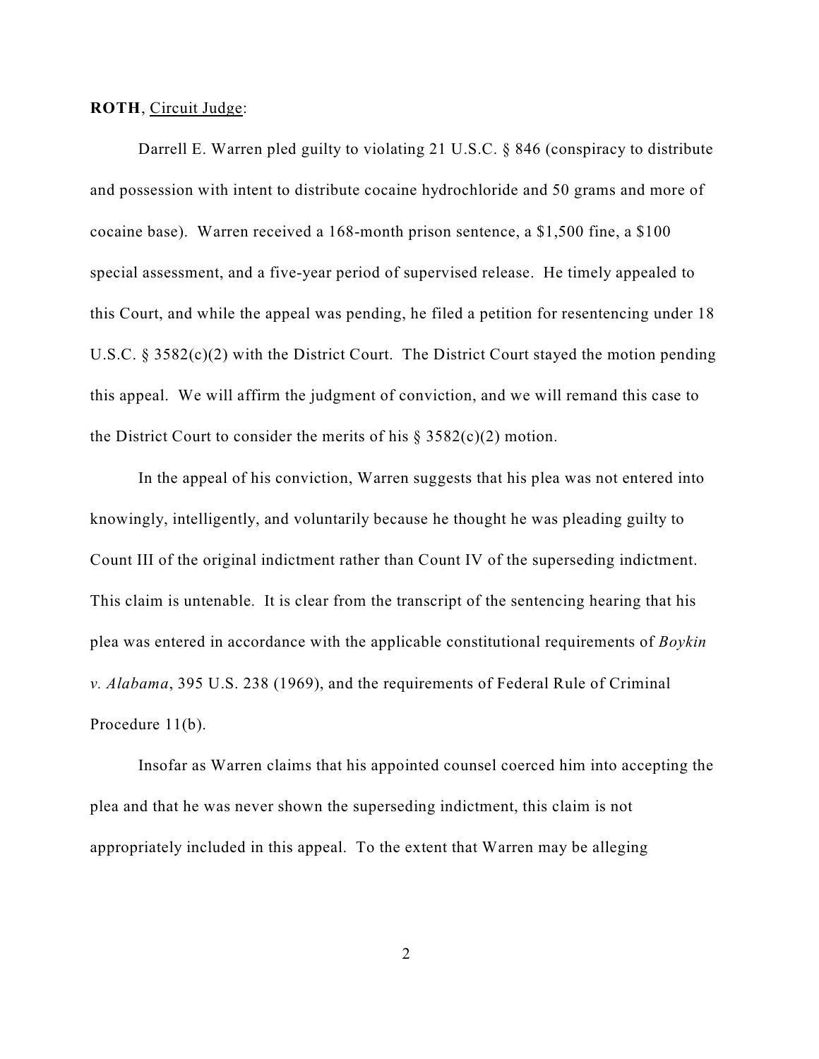**ROTH**, Circuit Judge:

Darrell E. Warren pled guilty to violating 21 U.S.C. § 846 (conspiracy to distribute and possession with intent to distribute cocaine hydrochloride and 50 grams and more of cocaine base). Warren received a 168-month prison sentence, a $1,500 fine, a $100 special assessment, and a five-year period of supervised release. He timely appealed to this Court, and while the appeal was pending, he filed a petition for resentencing under 18 U.S.C. § 3582(c)(2) with the District Court. The District Court stayed the motion pending this appeal. We will affirm the judgment of conviction, and we will remand this case to the District Court to consider the merits of his § 3582(c)(2) motion.

In the appeal of his conviction, Warren suggests that his plea was not entered into knowingly, intelligently, and voluntarily because he thought he was pleading guilty to Count III of the original indictment rather than Count IV of the superseding indictment. This claim is untenable. It is clear from the transcript of the sentencing hearing that his plea was entered in accordance with the applicable constitutional requirements of *Boykin v. Alabama*, 395 U.S. 238 (1969), and the requirements of Federal Rule of Criminal Procedure 11(b).

Insofar as Warren claims that his appointed counsel coerced him into accepting the plea and that he was never shown the superseding indictment, this claim is not appropriately included in this appeal. To the extent that Warren may be alleging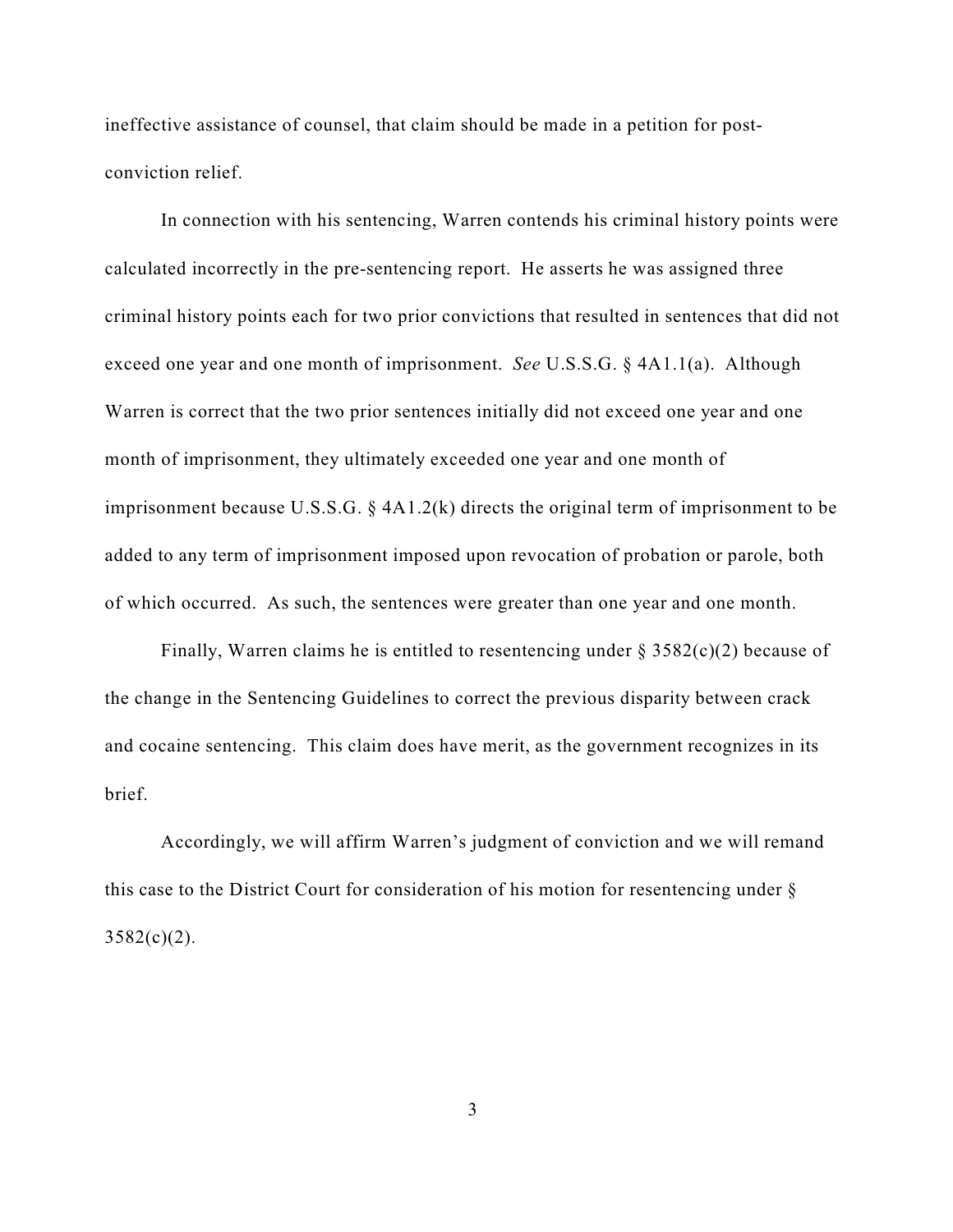ineffective assistance of counsel, that claim should be made in a petition for post-conviction relief.

In connection with his sentencing, Warren contends his criminal history points were calculated incorrectly in the pre-sentencing report. He asserts he was assigned three criminal history points each for two prior convictions that resulted in sentences that did not exceed one year and one month of imprisonment. *See* U.S.S.G. § 4A1.1(a). Although Warren is correct that the two prior sentences initially did not exceed one year and one month of imprisonment, they ultimately exceeded one year and one month of imprisonment because U.S.S.G. § 4A1.2(k) directs the original term of imprisonment to be added to any term of imprisonment imposed upon revocation of probation or parole, both of which occurred. As such, the sentences were greater than one year and one month.

Finally, Warren claims he is entitled to resentencing under § 3582(c)(2) because of the change in the Sentencing Guidelines to correct the previous disparity between crack and cocaine sentencing. This claim does have merit, as the government recognizes in its brief.

Accordingly, we will affirm Warren's judgment of conviction and we will remand this case to the District Court for consideration of his motion for resentencing under § 3582(c)(2).